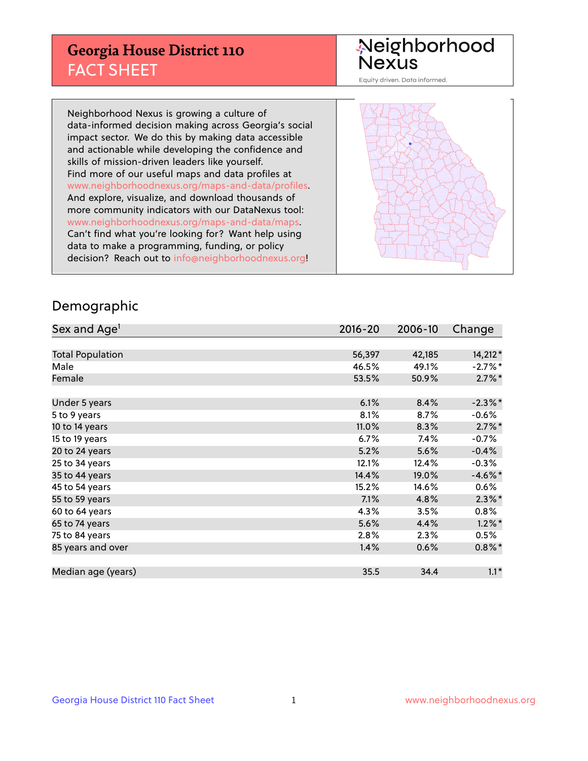# Georgia House District 110
## FACT SHEET

Neighborhood Nexus

Equity driven. Data informed.

Neighborhood Nexus is growing a culture of data-informed decision making across Georgia's social impact sector. We do this by making data accessible and actionable while developing the confidence and skills of mission-driven leaders like yourself. Find more of our useful maps and data profiles at www.neighborhoodnexus.org/maps-and-data/profiles. And explore, visualize, and download thousands of more community indicators with our DataNexus tool: www.neighborhoodnexus.org/maps-and-data/maps. Can't find what you're looking for? Want help using data to make a programming, funding, or policy decision? Reach out to info@neighborhoodnexus.org!

## Demographic

| Sex and Age[1] | 2016-20 | 2006-10 | Change |
|---|---|---|---|
| Total Population | 56,397 | 42,185 | 14,212* |
| Male | 46.5% | 49.1% | -2.7%* |
| Female | 53.5% | 50.9% | 2.7%* |
| | | | |
| Under 5 years | 6.1% | 8.4% | -2.3%* |
| 5 to 9 years | 8.1% | 8.7% | -0.6% |
| 10 to 14 years | 11.0% | 8.3% | 2.7%* |
| 15 to 19 years | 6.7% | 7.4% | -0.7% |
| 20 to 24 years | 5.2% | 5.6% | -0.4% |
| 25 to 34 years | 12.1% | 12.4% | -0.3% |
| 35 to 44 years | 14.4% | 19.0% | -4.6%* |
| 45 to 54 years | 15.2% | 14.6% | 0.6% |
| 55 to 59 years | 7.1% | 4.8% | 2.3%* |
| 60 to 64 years | 4.3% | 3.5% | 0.8% |
| 65 to 74 years | 5.6% | 4.4% | 1.2%* |
| 75 to 84 years | 2.8% | 2.3% | 0.5% |
| 85 years and over | 1.4% | 0.6% | 0.8%* |
| | | | |
| Median age (years) | 35.5 | 34.4 | 1.1* |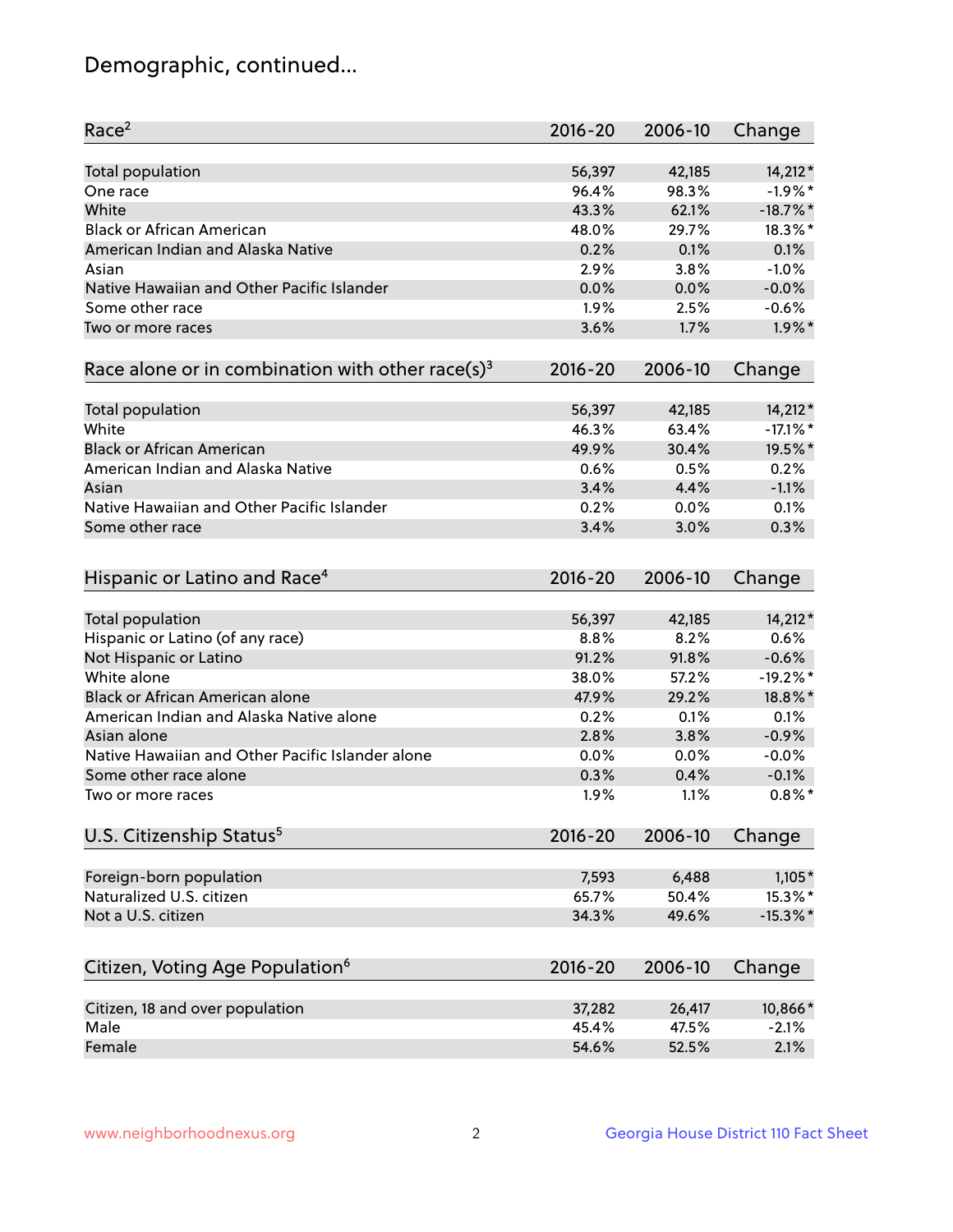## Demographic, continued...

| Race[2] | 2016-20 | 2006-10 | Change |
|---|---|---|---|
| Total population | 56,397 | 42,185 | 14,212* |
| One race | 96.4% | 98.3% | -1.9%* |
| White | 43.3% | 62.1% | -18.7%* |
| Black or African American | 48.0% | 29.7% | 18.3%* |
| American Indian and Alaska Native | 0.2% | 0.1% | 0.1% |
| Asian | 2.9% | 3.8% | -1.0% |
| Native Hawaiian and Other Pacific Islander | 0.0% | 0.0% | -0.0% |
| Some other race | 1.9% | 2.5% | -0.6% |
| Two or more races | 3.6% | 1.7% | 1.9%* |

| Race alone or in combination with other race(s)[3] | 2016-20 | 2006-10 | Change |
|---|---|---|---|
| Total population | 56,397 | 42,185 | 14,212* |
| White | 46.3% | 63.4% | -17.1%* |
| Black or African American | 49.9% | 30.4% | 19.5%* |
| American Indian and Alaska Native | 0.6% | 0.5% | 0.2% |
| Asian | 3.4% | 4.4% | -1.1% |
| Native Hawaiian and Other Pacific Islander | 0.2% | 0.0% | 0.1% |
| Some other race | 3.4% | 3.0% | 0.3% |

| Hispanic or Latino and Race[4] | 2016-20 | 2006-10 | Change |
|---|---|---|---|
| Total population | 56,397 | 42,185 | 14,212* |
| Hispanic or Latino (of any race) | 8.8% | 8.2% | 0.6% |
| Not Hispanic or Latino | 91.2% | 91.8% | -0.6% |
| White alone | 38.0% | 57.2% | -19.2%* |
| Black or African American alone | 47.9% | 29.2% | 18.8%* |
| American Indian and Alaska Native alone | 0.2% | 0.1% | 0.1% |
| Asian alone | 2.8% | 3.8% | -0.9% |
| Native Hawaiian and Other Pacific Islander alone | 0.0% | 0.0% | -0.0% |
| Some other race alone | 0.3% | 0.4% | -0.1% |
| Two or more races | 1.9% | 1.1% | 0.8%* |

| U.S. Citizenship Status[5] | 2016-20 | 2006-10 | Change |
|---|---|---|---|
| Foreign-born population | 7,593 | 6,488 | 1,105* |
| Naturalized U.S. citizen | 65.7% | 50.4% | 15.3%* |
| Not a U.S. citizen | 34.3% | 49.6% | -15.3%* |

| Citizen, Voting Age Population[6] | 2016-20 | 2006-10 | Change |
|---|---|---|---|
| Citizen, 18 and over population | 37,282 | 26,417 | 10,866* |
| Male | 45.4% | 47.5% | -2.1% |
| Female | 54.6% | 52.5% | 2.1% |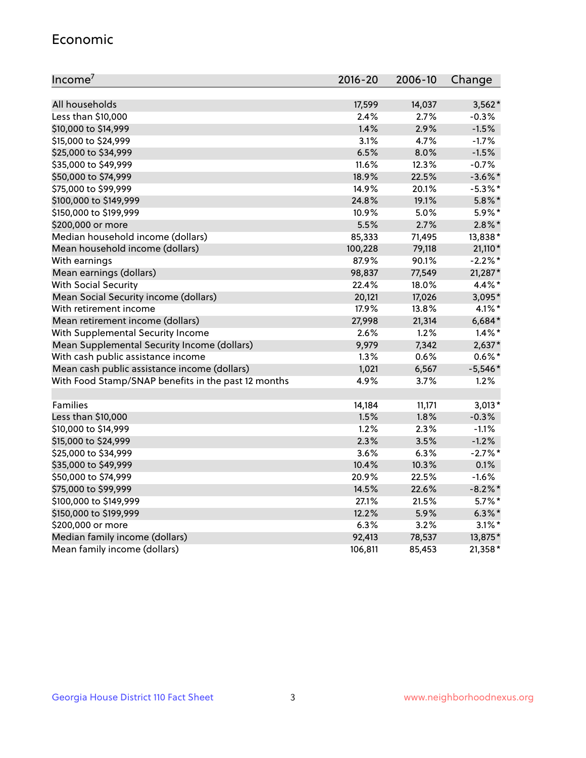## Economic

| Income[7] | 2016-20 | 2006-10 | Change |
|---|---|---|---|
| All households | 17,599 | 14,037 | 3,562* |
| Less than $10,000 | 2.4% | 2.7% | -0.3% |
| $10,000 to $14,999 | 1.4% | 2.9% | -1.5% |
| $15,000 to $24,999 | 3.1% | 4.7% | -1.7% |
| $25,000 to $34,999 | 6.5% | 8.0% | -1.5% |
| $35,000 to $49,999 | 11.6% | 12.3% | -0.7% |
| $50,000 to $74,999 | 18.9% | 22.5% | -3.6%* |
| $75,000 to $99,999 | 14.9% | 20.1% | -5.3%* |
| $100,000 to $149,999 | 24.8% | 19.1% | 5.8%* |
| $150,000 to $199,999 | 10.9% | 5.0% | 5.9%* |
| $200,000 or more | 5.5% | 2.7% | 2.8%* |
| Median household income (dollars) | 85,333 | 71,495 | 13,838* |
| Mean household income (dollars) | 100,228 | 79,118 | 21,110* |
| With earnings | 87.9% | 90.1% | -2.2%* |
| Mean earnings (dollars) | 98,837 | 77,549 | 21,287* |
| With Social Security | 22.4% | 18.0% | 4.4%* |
| Mean Social Security income (dollars) | 20,121 | 17,026 | 3,095* |
| With retirement income | 17.9% | 13.8% | 4.1%* |
| Mean retirement income (dollars) | 27,998 | 21,314 | 6,684* |
| With Supplemental Security Income | 2.6% | 1.2% | 1.4%* |
| Mean Supplemental Security Income (dollars) | 9,979 | 7,342 | 2,637* |
| With cash public assistance income | 1.3% | 0.6% | 0.6%* |
| Mean cash public assistance income (dollars) | 1,021 | 6,567 | -5,546* |
| With Food Stamp/SNAP benefits in the past 12 months | 4.9% | 3.7% | 1.2% |
| | | | |
| Families | 14,184 | 11,171 | 3,013* |
| Less than $10,000 | 1.5% | 1.8% | -0.3% |
| $10,000 to $14,999 | 1.2% | 2.3% | -1.1% |
| $15,000 to $24,999 | 2.3% | 3.5% | -1.2% |
| $25,000 to $34,999 | 3.6% | 6.3% | -2.7%* |
| $35,000 to $49,999 | 10.4% | 10.3% | 0.1% |
| $50,000 to $74,999 | 20.9% | 22.5% | -1.6% |
| $75,000 to $99,999 | 14.5% | 22.6% | -8.2%* |
| $100,000 to $149,999 | 27.1% | 21.5% | 5.7%* |
| $150,000 to $199,999 | 12.2% | 5.9% | 6.3%* |
| $200,000 or more | 6.3% | 3.2% | 3.1%* |
| Median family income (dollars) | 92,413 | 78,537 | 13,875* |
| Mean family income (dollars) | 106,811 | 85,453 | 21,358* |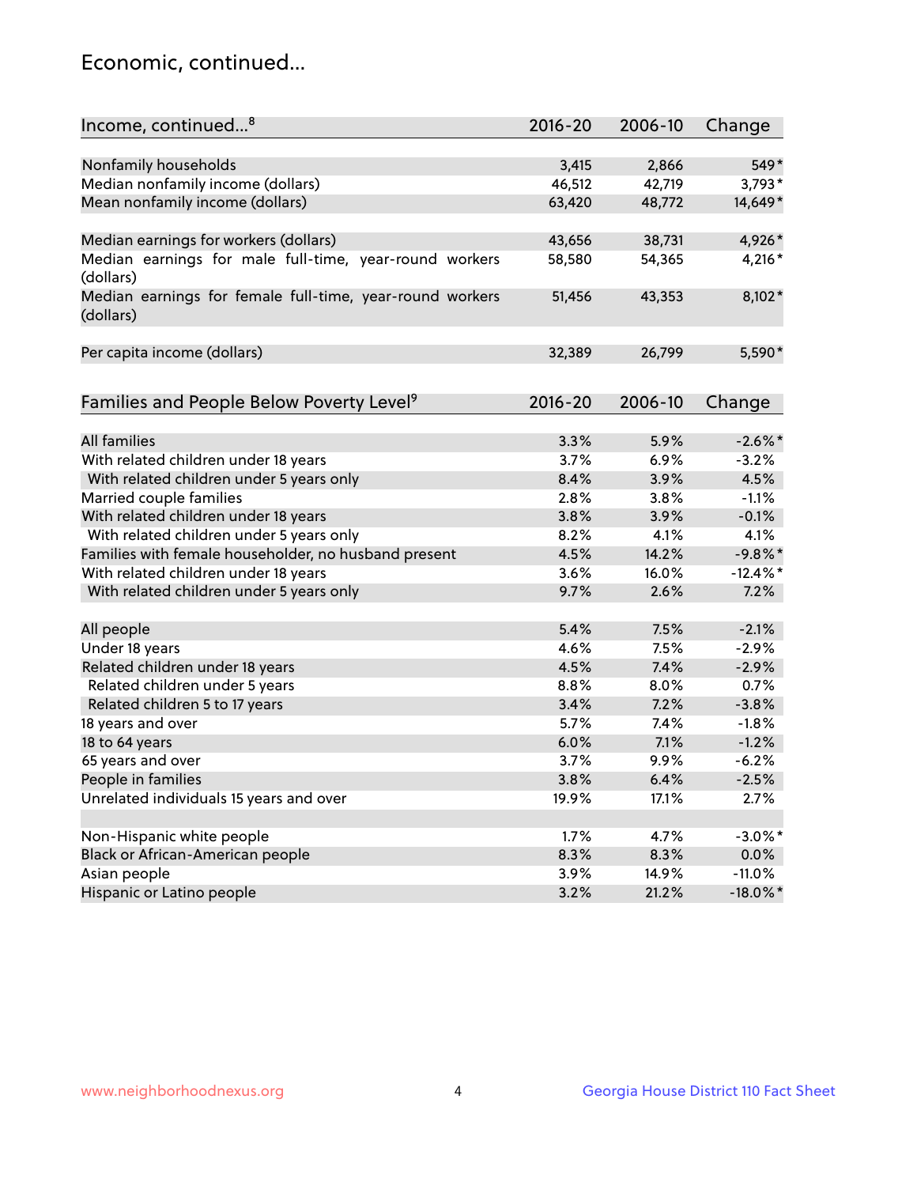## Economic, continued...

| Income, continued...[8] | 2016-20 | 2006-10 | Change |
|---|---|---|---|
| Nonfamily households | 3,415 | 2,866 | 549* |
| Median nonfamily income (dollars) | 46,512 | 42,719 | 3,793* |
| Mean nonfamily income (dollars) | 63,420 | 48,772 | 14,649* |
| Median earnings for workers (dollars) | 43,656 | 38,731 | 4,926* |
| Median earnings for male full-time, year-round workers (dollars) | 58,580 | 54,365 | 4,216* |
| Median earnings for female full-time, year-round workers (dollars) | 51,456 | 43,353 | 8,102* |
| Per capita income (dollars) | 32,389 | 26,799 | 5,590* |

| Families and People Below Poverty Level[9] | 2016-20 | 2006-10 | Change |
|---|---|---|---|
| All families | 3.3% | 5.9% | -2.6%* |
| With related children under 18 years | 3.7% | 6.9% | -3.2% |
| With related children under 5 years only | 8.4% | 3.9% | 4.5% |
| Married couple families | 2.8% | 3.8% | -1.1% |
| With related children under 18 years | 3.8% | 3.9% | -0.1% |
| With related children under 5 years only | 8.2% | 4.1% | 4.1% |
| Families with female householder, no husband present | 4.5% | 14.2% | -9.8%* |
| With related children under 18 years | 3.6% | 16.0% | -12.4%* |
| With related children under 5 years only | 9.7% | 2.6% | 7.2% |
| All people | 5.4% | 7.5% | -2.1% |
| Under 18 years | 4.6% | 7.5% | -2.9% |
| Related children under 18 years | 4.5% | 7.4% | -2.9% |
| Related children under 5 years | 8.8% | 8.0% | 0.7% |
| Related children 5 to 17 years | 3.4% | 7.2% | -3.8% |
| 18 years and over | 5.7% | 7.4% | -1.8% |
| 18 to 64 years | 6.0% | 7.1% | -1.2% |
| 65 years and over | 3.7% | 9.9% | -6.2% |
| People in families | 3.8% | 6.4% | -2.5% |
| Unrelated individuals 15 years and over | 19.9% | 17.1% | 2.7% |
| Non-Hispanic white people | 1.7% | 4.7% | -3.0%* |
| Black or African-American people | 8.3% | 8.3% | 0.0% |
| Asian people | 3.9% | 14.9% | -11.0% |
| Hispanic or Latino people | 3.2% | 21.2% | -18.0%* |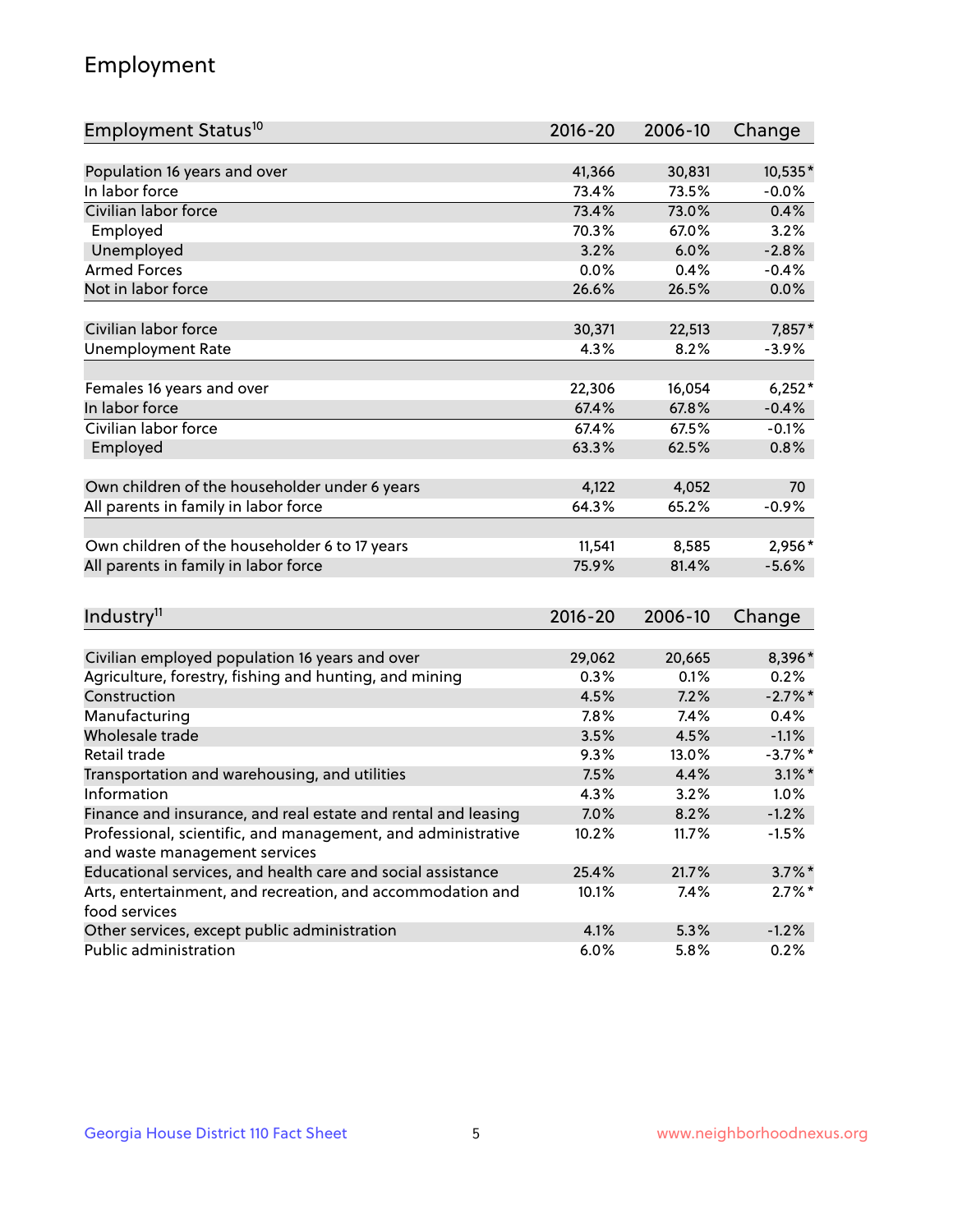# Employment

| Employment Status[10] | 2016-20 | 2006-10 | Change |
|---|---|---|---|
| Population 16 years and over | 41,366 | 30,831 | 10,535* |
| In labor force | 73.4% | 73.5% | -0.0% |
| Civilian labor force | 73.4% | 73.0% | 0.4% |
| Employed | 70.3% | 67.0% | 3.2% |
| Unemployed | 3.2% | 6.0% | -2.8% |
| Armed Forces | 0.0% | 0.4% | -0.4% |
| Not in labor force | 26.6% | 26.5% | 0.0% |
| | | | |
| Civilian labor force | 30,371 | 22,513 | 7,857* |
| Unemployment Rate | 4.3% | 8.2% | -3.9% |
| | | | |
| Females 16 years and over | 22,306 | 16,054 | 6,252* |
| In labor force | 67.4% | 67.8% | -0.4% |
| Civilian labor force | 67.4% | 67.5% | -0.1% |
| Employed | 63.3% | 62.5% | 0.8% |
| | | | |
| Own children of the householder under 6 years | 4,122 | 4,052 | 70 |
| All parents in family in labor force | 64.3% | 65.2% | -0.9% |
| | | | |
| Own children of the householder 6 to 17 years | 11,541 | 8,585 | 2,956* |
| All parents in family in labor force | 75.9% | 81.4% | -5.6% |

| Industry[11] | 2016-20 | 2006-10 | Change |
|---|---|---|---|
| Civilian employed population 16 years and over | 29,062 | 20,665 | 8,396* |
| Agriculture, forestry, fishing and hunting, and mining | 0.3% | 0.1% | 0.2% |
| Construction | 4.5% | 7.2% | -2.7%* |
| Manufacturing | 7.8% | 7.4% | 0.4% |
| Wholesale trade | 3.5% | 4.5% | -1.1% |
| Retail trade | 9.3% | 13.0% | -3.7%* |
| Transportation and warehousing, and utilities | 7.5% | 4.4% | 3.1%* |
| Information | 4.3% | 3.2% | 1.0% |
| Finance and insurance, and real estate and rental and leasing | 7.0% | 8.2% | -1.2% |
| Professional, scientific, and management, and administrative and waste management services | 10.2% | 11.7% | -1.5% |
| Educational services, and health care and social assistance | 25.4% | 21.7% | 3.7%* |
| Arts, entertainment, and recreation, and accommodation and food services | 10.1% | 7.4% | 2.7%* |
| Other services, except public administration | 4.1% | 5.3% | -1.2% |
| Public administration | 6.0% | 5.8% | 0.2% |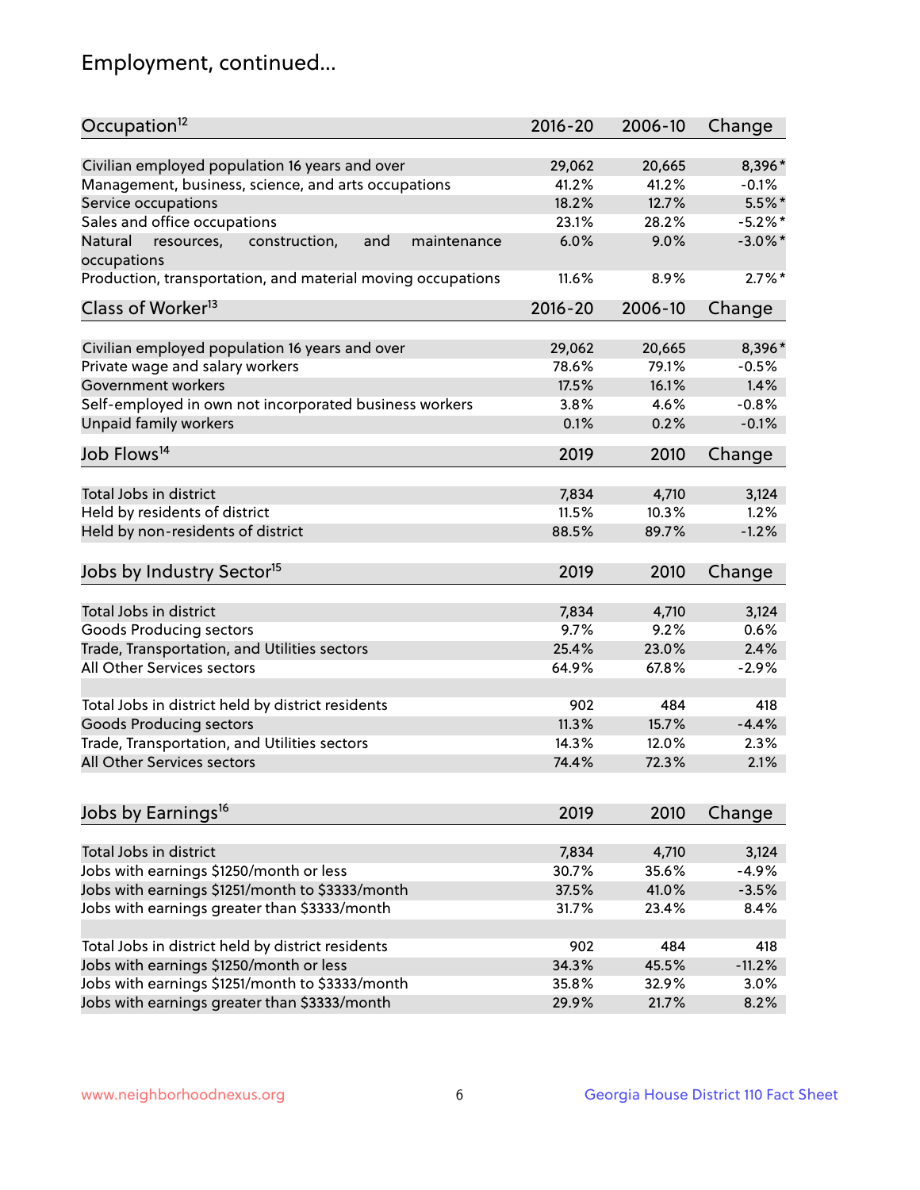## Employment, continued...

| Occupation[12] | 2016-20 | 2006-10 | Change |
|---|---|---|---|
| Civilian employed population 16 years and over | 29,062 | 20,665 | 8,396* |
| Management, business, science, and arts occupations | 41.2% | 41.2% | -0.1% |
| Service occupations | 18.2% | 12.7% | 5.5%* |
| Sales and office occupations | 23.1% | 28.2% | -5.2%* |
| Natural resources, construction, and maintenance occupations | 6.0% | 9.0% | -3.0%* |
| Production, transportation, and material moving occupations | 11.6% | 8.9% | 2.7%* |

| Class of Worker[13] | 2016-20 | 2006-10 | Change |
|---|---|---|---|
| Civilian employed population 16 years and over | 29,062 | 20,665 | 8,396* |
| Private wage and salary workers | 78.6% | 79.1% | -0.5% |
| Government workers | 17.5% | 16.1% | 1.4% |
| Self-employed in own not incorporated business workers | 3.8% | 4.6% | -0.8% |
| Unpaid family workers | 0.1% | 0.2% | -0.1% |

| Job Flows[14] | 2019 | 2010 | Change |
|---|---|---|---|
| Total Jobs in district | 7,834 | 4,710 | 3,124 |
| Held by residents of district | 11.5% | 10.3% | 1.2% |
| Held by non-residents of district | 88.5% | 89.7% | -1.2% |

| Jobs by Industry Sector[15] | 2019 | 2010 | Change |
|---|---|---|---|
| Total Jobs in district | 7,834 | 4,710 | 3,124 |
| Goods Producing sectors | 9.7% | 9.2% | 0.6% |
| Trade, Transportation, and Utilities sectors | 25.4% | 23.0% | 2.4% |
| All Other Services sectors | 64.9% | 67.8% | -2.9% |
| | | | |
| Total Jobs in district held by district residents | 902 | 484 | 418 |
| Goods Producing sectors | 11.3% | 15.7% | -4.4% |
| Trade, Transportation, and Utilities sectors | 14.3% | 12.0% | 2.3% |
| All Other Services sectors | 74.4% | 72.3% | 2.1% |

| Jobs by Earnings[16] | 2019 | 2010 | Change |
|---|---|---|---|
| Total Jobs in district | 7,834 | 4,710 | 3,124 |
| Jobs with earnings $1250/month or less | 30.7% | 35.6% | -4.9% |
| Jobs with earnings $1251/month to $3333/month | 37.5% | 41.0% | -3.5% |
| Jobs with earnings greater than $3333/month | 31.7% | 23.4% | 8.4% |
| | | | |
| Total Jobs in district held by district residents | 902 | 484 | 418 |
| Jobs with earnings $1250/month or less | 34.3% | 45.5% | -11.2% |
| Jobs with earnings $1251/month to $3333/month | 35.8% | 32.9% | 3.0% |
| Jobs with earnings greater than $3333/month | 29.9% | 21.7% | 8.2% |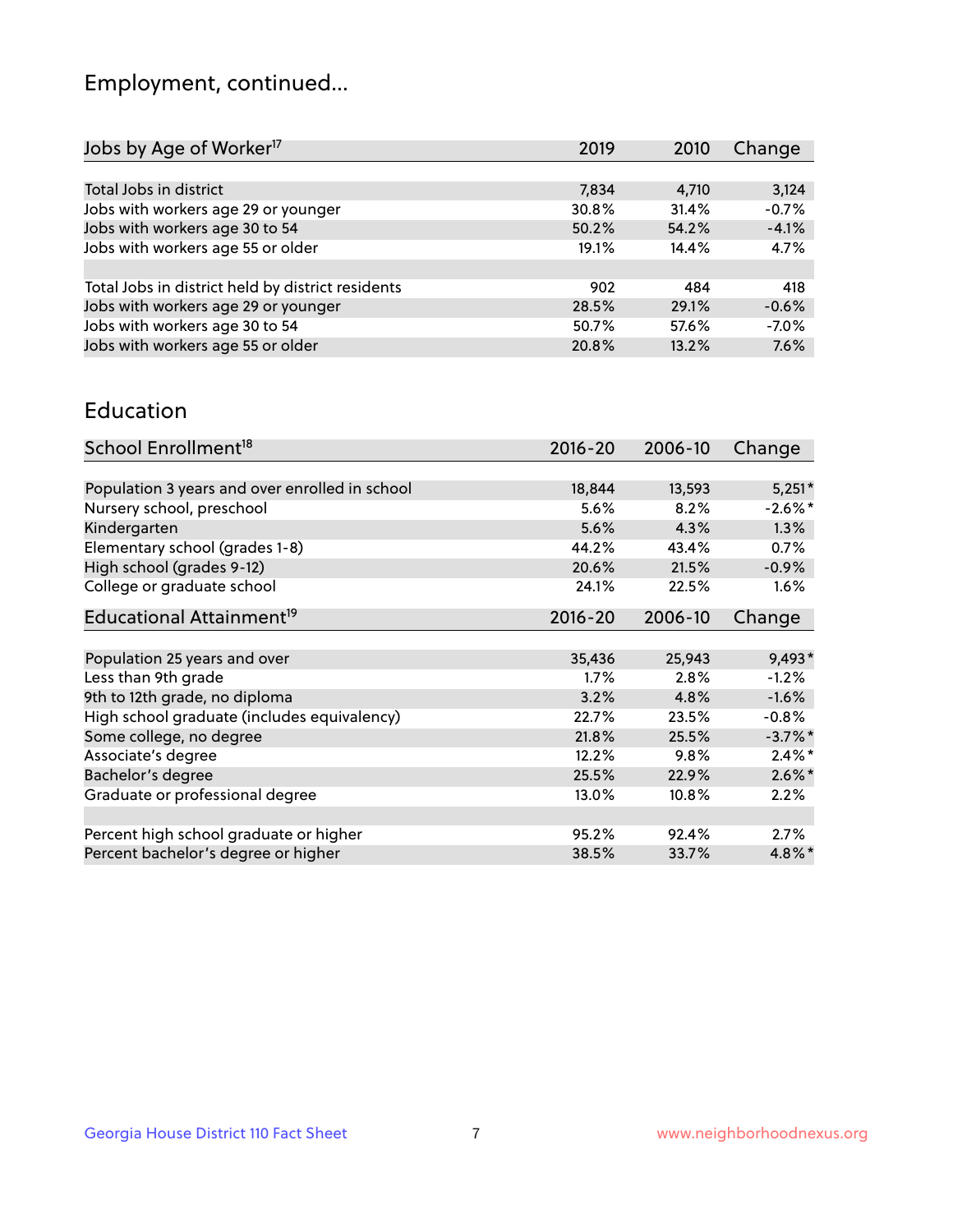## Employment, continued...

| Jobs by Age of Worker[17] | 2019 | 2010 | Change |
|---|---|---|---|
| Total Jobs in district | 7,834 | 4,710 | 3,124 |
| Jobs with workers age 29 or younger | 30.8% | 31.4% | -0.7% |
| Jobs with workers age 30 to 54 | 50.2% | 54.2% | -4.1% |
| Jobs with workers age 55 or older | 19.1% | 14.4% | 4.7% |
| | | | |
| Total Jobs in district held by district residents | 902 | 484 | 418 |
| Jobs with workers age 29 or younger | 28.5% | 29.1% | -0.6% |
| Jobs with workers age 30 to 54 | 50.7% | 57.6% | -7.0% |
| Jobs with workers age 55 or older | 20.8% | 13.2% | 7.6% |

## Education

| School Enrollment[18] | 2016-20 | 2006-10 | Change |
|---|---|---|---|
| Population 3 years and over enrolled in school | 18,844 | 13,593 | 5,251* |
| Nursery school, preschool | 5.6% | 8.2% | -2.6%* |
| Kindergarten | 5.6% | 4.3% | 1.3% |
| Elementary school (grades 1-8) | 44.2% | 43.4% | 0.7% |
| High school (grades 9-12) | 20.6% | 21.5% | -0.9% |
| College or graduate school | 24.1% | 22.5% | 1.6% |

| Educational Attainment[19] | 2016-20 | 2006-10 | Change |
|---|---|---|---|
| Population 25 years and over | 35,436 | 25,943 | 9,493* |
| Less than 9th grade | 1.7% | 2.8% | -1.2% |
| 9th to 12th grade, no diploma | 3.2% | 4.8% | -1.6% |
| High school graduate (includes equivalency) | 22.7% | 23.5% | -0.8% |
| Some college, no degree | 21.8% | 25.5% | -3.7%* |
| Associate's degree | 12.2% | 9.8% | 2.4%* |
| Bachelor's degree | 25.5% | 22.9% | 2.6%* |
| Graduate or professional degree | 13.0% | 10.8% | 2.2% |
| | | | |
| Percent high school graduate or higher | 95.2% | 92.4% | 2.7% |
| Percent bachelor's degree or higher | 38.5% | 33.7% | 4.8%* |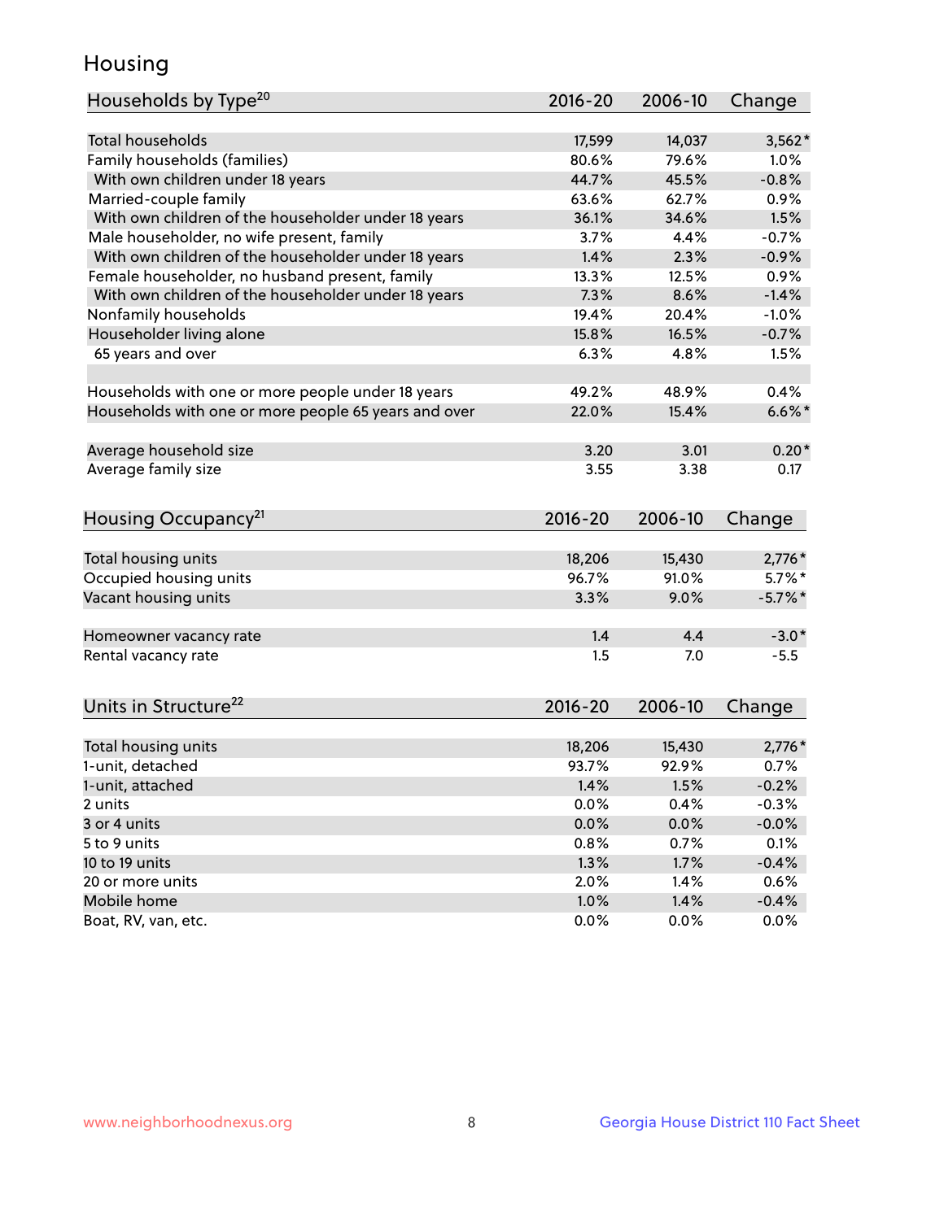# Housing

| Households by Type[20] | 2016-20 | 2006-10 | Change |
|---|---|---|---|
| Total households | 17,599 | 14,037 | 3,562* |
| Family households (families) | 80.6% | 79.6% | 1.0% |
| With own children under 18 years | 44.7% | 45.5% | -0.8% |
| Married-couple family | 63.6% | 62.7% | 0.9% |
| With own children of the householder under 18 years | 36.1% | 34.6% | 1.5% |
| Male householder, no wife present, family | 3.7% | 4.4% | -0.7% |
| With own children of the householder under 18 years | 1.4% | 2.3% | -0.9% |
| Female householder, no husband present, family | 13.3% | 12.5% | 0.9% |
| With own children of the householder under 18 years | 7.3% | 8.6% | -1.4% |
| Nonfamily households | 19.4% | 20.4% | -1.0% |
| Householder living alone | 15.8% | 16.5% | -0.7% |
| 65 years and over | 6.3% | 4.8% | 1.5% |
| | | | |
| Households with one or more people under 18 years | 49.2% | 48.9% | 0.4% |
| Households with one or more people 65 years and over | 22.0% | 15.4% | 6.6%* |
| | | | |
| Average household size | 3.20 | 3.01 | 0.20* |
| Average family size | 3.55 | 3.38 | 0.17 |

| Housing Occupancy[21] | 2016-20 | 2006-10 | Change |
|---|---|---|---|
| Total housing units | 18,206 | 15,430 | 2,776* |
| Occupied housing units | 96.7% | 91.0% | 5.7%* |
| Vacant housing units | 3.3% | 9.0% | -5.7%* |
| | | | |
| Homeowner vacancy rate | 1.4 | 4.4 | -3.0* |
| Rental vacancy rate | 1.5 | 7.0 | -5.5 |

| Units in Structure[22] | 2016-20 | 2006-10 | Change |
|---|---|---|---|
| Total housing units | 18,206 | 15,430 | 2,776* |
| 1-unit, detached | 93.7% | 92.9% | 0.7% |
| 1-unit, attached | 1.4% | 1.5% | -0.2% |
| 2 units | 0.0% | 0.4% | -0.3% |
| 3 or 4 units | 0.0% | 0.0% | -0.0% |
| 5 to 9 units | 0.8% | 0.7% | 0.1% |
| 10 to 19 units | 1.3% | 1.7% | -0.4% |
| 20 or more units | 2.0% | 1.4% | 0.6% |
| Mobile home | 1.0% | 1.4% | -0.4% |
| Boat, RV, van, etc. | 0.0% | 0.0% | 0.0% |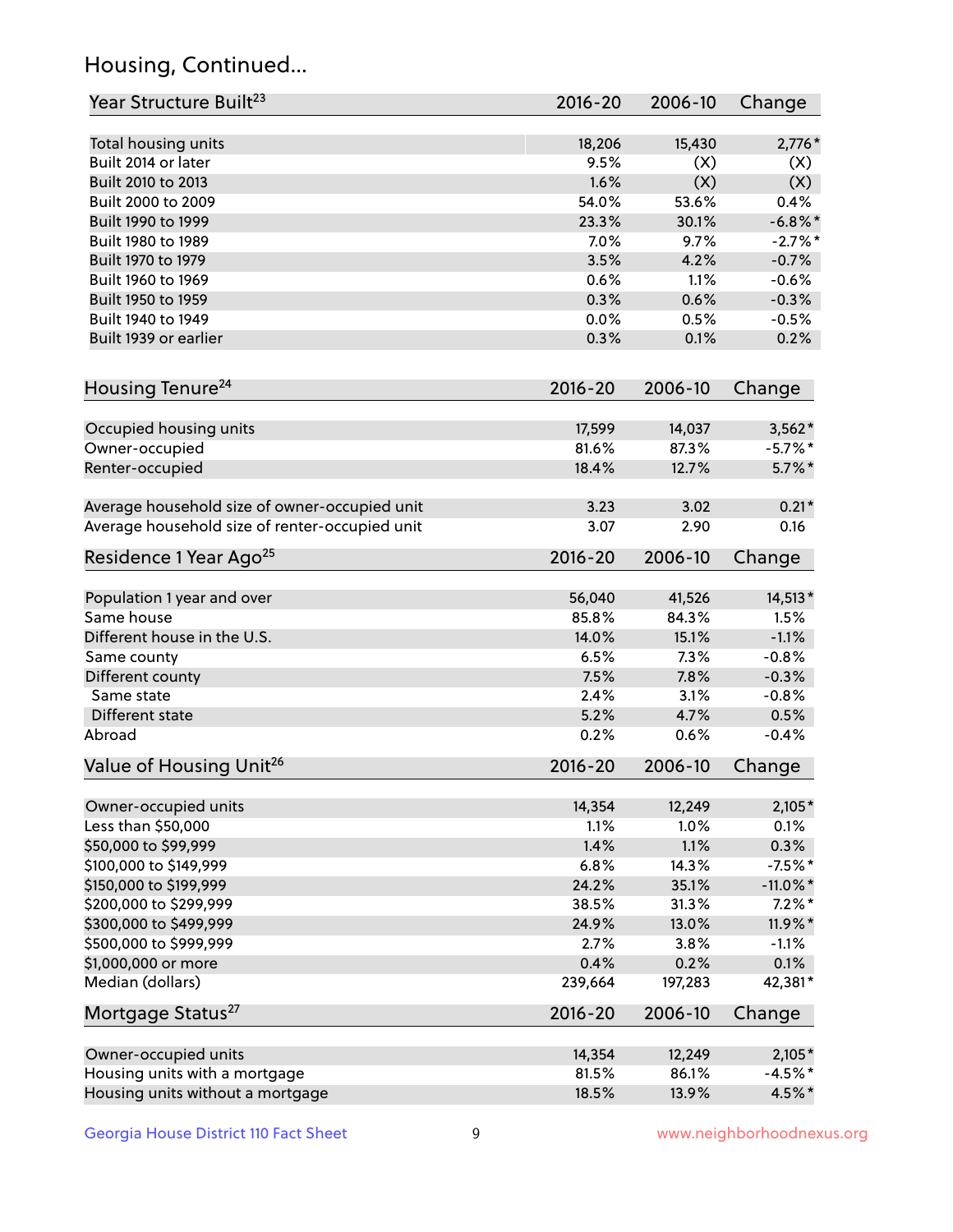## Housing, Continued...

| Year Structure Built[23] | 2016-20 | 2006-10 | Change |
|---|---|---|---|
| Total housing units | 18,206 | 15,430 | 2,776* |
| Built 2014 or later | 9.5% | (X) | (X) |
| Built 2010 to 2013 | 1.6% | (X) | (X) |
| Built 2000 to 2009 | 54.0% | 53.6% | 0.4% |
| Built 1990 to 1999 | 23.3% | 30.1% | -6.8%* |
| Built 1980 to 1989 | 7.0% | 9.7% | -2.7%* |
| Built 1970 to 1979 | 3.5% | 4.2% | -0.7% |
| Built 1960 to 1969 | 0.6% | 1.1% | -0.6% |
| Built 1950 to 1959 | 0.3% | 0.6% | -0.3% |
| Built 1940 to 1949 | 0.0% | 0.5% | -0.5% |
| Built 1939 or earlier | 0.3% | 0.1% | 0.2% |

| Housing Tenure[24] | 2016-20 | 2006-10 | Change |
|---|---|---|---|
| Occupied housing units | 17,599 | 14,037 | 3,562* |
| Owner-occupied | 81.6% | 87.3% | -5.7%* |
| Renter-occupied | 18.4% | 12.7% | 5.7%* |
| Average household size of owner-occupied unit | 3.23 | 3.02 | 0.21* |
| Average household size of renter-occupied unit | 3.07 | 2.90 | 0.16 |

| Residence 1 Year Ago[25] | 2016-20 | 2006-10 | Change |
|---|---|---|---|
| Population 1 year and over | 56,040 | 41,526 | 14,513* |
| Same house | 85.8% | 84.3% | 1.5% |
| Different house in the U.S. | 14.0% | 15.1% | -1.1% |
| Same county | 6.5% | 7.3% | -0.8% |
| Different county | 7.5% | 7.8% | -0.3% |
| Same state | 2.4% | 3.1% | -0.8% |
| Different state | 5.2% | 4.7% | 0.5% |
| Abroad | 0.2% | 0.6% | -0.4% |

| Value of Housing Unit[26] | 2016-20 | 2006-10 | Change |
|---|---|---|---|
| Owner-occupied units | 14,354 | 12,249 | 2,105* |
| Less than $50,000 | 1.1% | 1.0% | 0.1% |
| $50,000 to $99,999 | 1.4% | 1.1% | 0.3% |
| $100,000 to $149,999 | 6.8% | 14.3% | -7.5%* |
| $150,000 to $199,999 | 24.2% | 35.1% | -11.0%* |
| $200,000 to $299,999 | 38.5% | 31.3% | 7.2%* |
| $300,000 to $499,999 | 24.9% | 13.0% | 11.9%* |
| $500,000 to $999,999 | 2.7% | 3.8% | -1.1% |
| $1,000,000 or more | 0.4% | 0.2% | 0.1% |
| Median (dollars) | 239,664 | 197,283 | 42,381* |

| Mortgage Status[27] | 2016-20 | 2006-10 | Change |
|---|---|---|---|
| Owner-occupied units | 14,354 | 12,249 | 2,105* |
| Housing units with a mortgage | 81.5% | 86.1% | -4.5%* |
| Housing units without a mortgage | 18.5% | 13.9% | 4.5%* |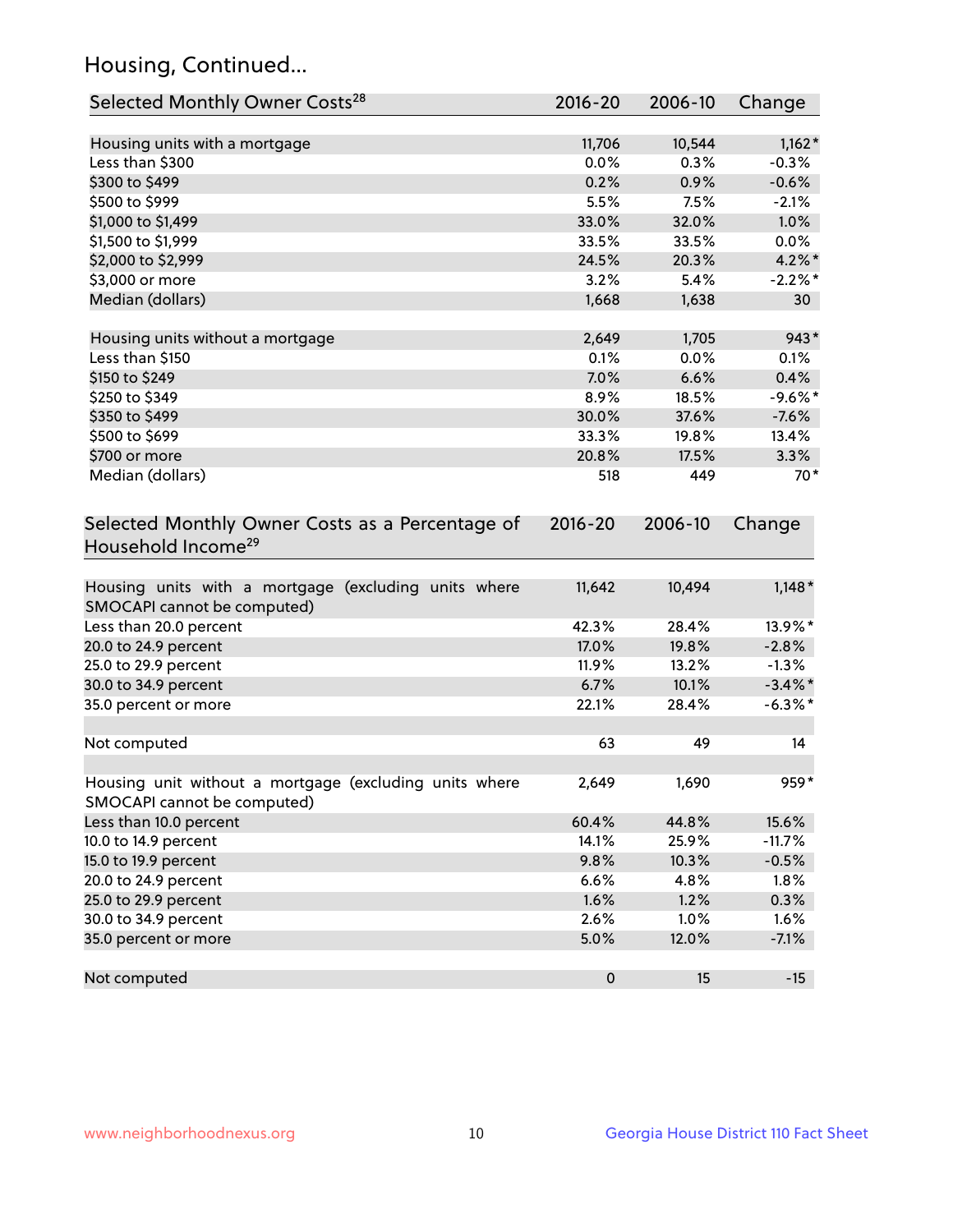## Housing, Continued...

| Selected Monthly Owner Costs[28] | 2016-20 | 2006-10 | Change |
|---|---|---|---|
| Housing units with a mortgage | 11,706 | 10,544 | 1,162* |
| Less than $300 | 0.0% | 0.3% | -0.3% |
| $300 to $499 | 0.2% | 0.9% | -0.6% |
| $500 to $999 | 5.5% | 7.5% | -2.1% |
| $1,000 to $1,499 | 33.0% | 32.0% | 1.0% |
| $1,500 to $1,999 | 33.5% | 33.5% | 0.0% |
| $2,000 to $2,999 | 24.5% | 20.3% | 4.2%* |
| $3,000 or more | 3.2% | 5.4% | -2.2%* |
| Median (dollars) | 1,668 | 1,638 | 30 |
| | | | |
| Housing units without a mortgage | 2,649 | 1,705 | 943* |
| Less than $150 | 0.1% | 0.0% | 0.1% |
| $150 to $249 | 7.0% | 6.6% | 0.4% |
| $250 to $349 | 8.9% | 18.5% | -9.6%* |
| $350 to $499 | 30.0% | 37.6% | -7.6% |
| $500 to $699 | 33.3% | 19.8% | 13.4% |
| $700 or more | 20.8% | 17.5% | 3.3% |
| Median (dollars) | 518 | 449 | 70* |

| Selected Monthly Owner Costs as a Percentage of Household Income[29] | 2016-20 | 2006-10 | Change |
|---|---|---|---|
| Housing units with a mortgage (excluding units where SMOCAPI cannot be computed) | 11,642 | 10,494 | 1,148* |
| Less than 20.0 percent | 42.3% | 28.4% | 13.9%* |
| 20.0 to 24.9 percent | 17.0% | 19.8% | -2.8% |
| 25.0 to 29.9 percent | 11.9% | 13.2% | -1.3% |
| 30.0 to 34.9 percent | 6.7% | 10.1% | -3.4%* |
| 35.0 percent or more | 22.1% | 28.4% | -6.3%* |
| | | | |
| Not computed | 63 | 49 | 14 |
| | | | |
| Housing unit without a mortgage (excluding units where SMOCAPI cannot be computed) | 2,649 | 1,690 | 959* |
| Less than 10.0 percent | 60.4% | 44.8% | 15.6% |
| 10.0 to 14.9 percent | 14.1% | 25.9% | -11.7% |
| 15.0 to 19.9 percent | 9.8% | 10.3% | -0.5% |
| 20.0 to 24.9 percent | 6.6% | 4.8% | 1.8% |
| 25.0 to 29.9 percent | 1.6% | 1.2% | 0.3% |
| 30.0 to 34.9 percent | 2.6% | 1.0% | 1.6% |
| 35.0 percent or more | 5.0% | 12.0% | -7.1% |
| | | | |
| Not computed | 0 | 15 | -15 |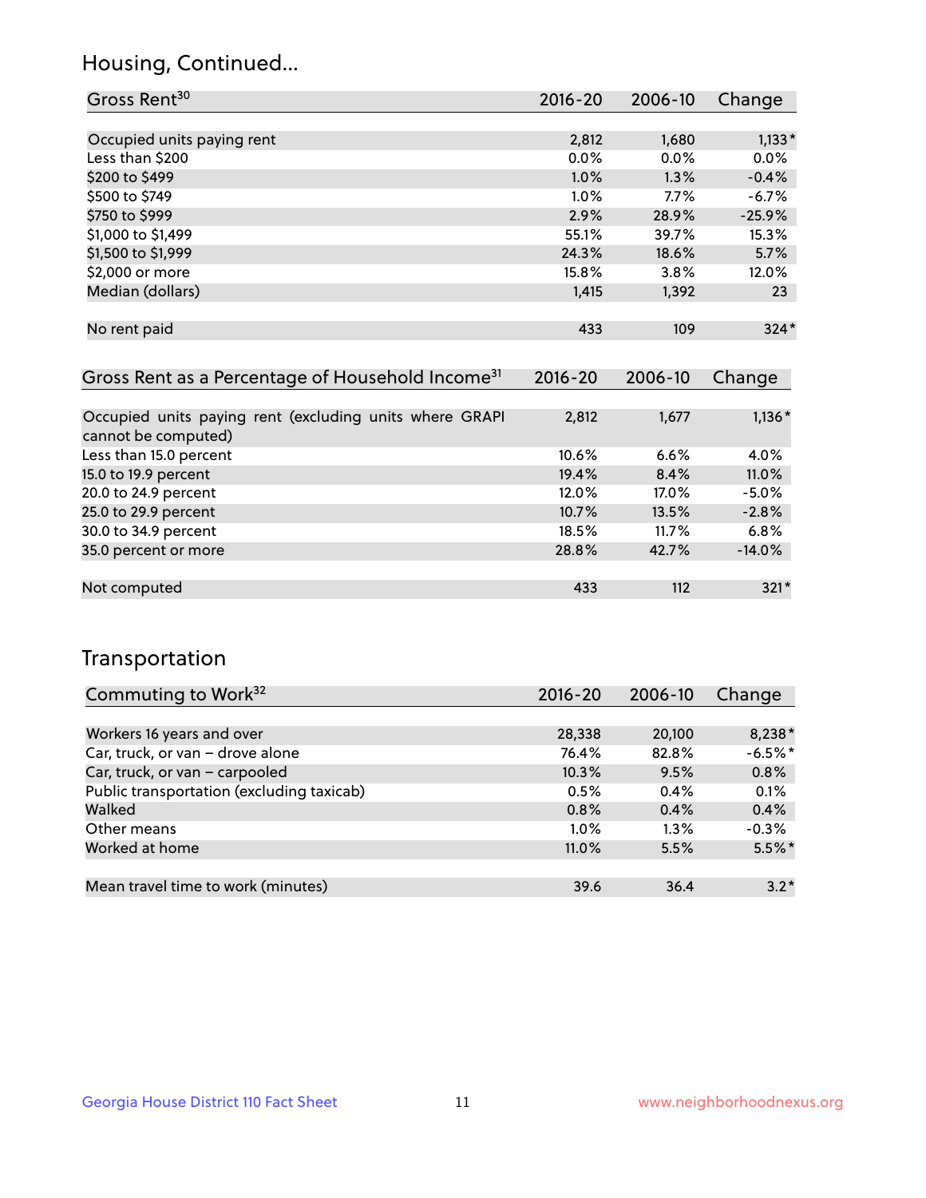## Housing, Continued...

| Gross Rent[30] | 2016-20 | 2006-10 | Change |
|---|---|---|---|
| Occupied units paying rent | 2,812 | 1,680 | 1,133* |
| Less than $200 | 0.0% | 0.0% | 0.0% |
| $200 to $499 | 1.0% | 1.3% | -0.4% |
| $500 to $749 | 1.0% | 7.7% | -6.7% |
| $750 to $999 | 2.9% | 28.9% | -25.9% |
| $1,000 to $1,499 | 55.1% | 39.7% | 15.3% |
| $1,500 to $1,999 | 24.3% | 18.6% | 5.7% |
| $2,000 or more | 15.8% | 3.8% | 12.0% |
| Median (dollars) | 1,415 | 1,392 | 23 |
| No rent paid | 433 | 109 | 324* |

| Gross Rent as a Percentage of Household Income[31] | 2016-20 | 2006-10 | Change |
|---|---|---|---|
| Occupied units paying rent (excluding units where GRAPI cannot be computed) | 2,812 | 1,677 | 1,136* |
| Less than 15.0 percent | 10.6% | 6.6% | 4.0% |
| 15.0 to 19.9 percent | 19.4% | 8.4% | 11.0% |
| 20.0 to 24.9 percent | 12.0% | 17.0% | -5.0% |
| 25.0 to 29.9 percent | 10.7% | 13.5% | -2.8% |
| 30.0 to 34.9 percent | 18.5% | 11.7% | 6.8% |
| 35.0 percent or more | 28.8% | 42.7% | -14.0% |
| Not computed | 433 | 112 | 321* |

## Transportation

| Commuting to Work[32] | 2016-20 | 2006-10 | Change |
|---|---|---|---|
| Workers 16 years and over | 28,338 | 20,100 | 8,238* |
| Car, truck, or van – drove alone | 76.4% | 82.8% | -6.5%* |
| Car, truck, or van – carpooled | 10.3% | 9.5% | 0.8% |
| Public transportation (excluding taxicab) | 0.5% | 0.4% | 0.1% |
| Walked | 0.8% | 0.4% | 0.4% |
| Other means | 1.0% | 1.3% | -0.3% |
| Worked at home | 11.0% | 5.5% | 5.5%* |
| Mean travel time to work (minutes) | 39.6 | 36.4 | 3.2* |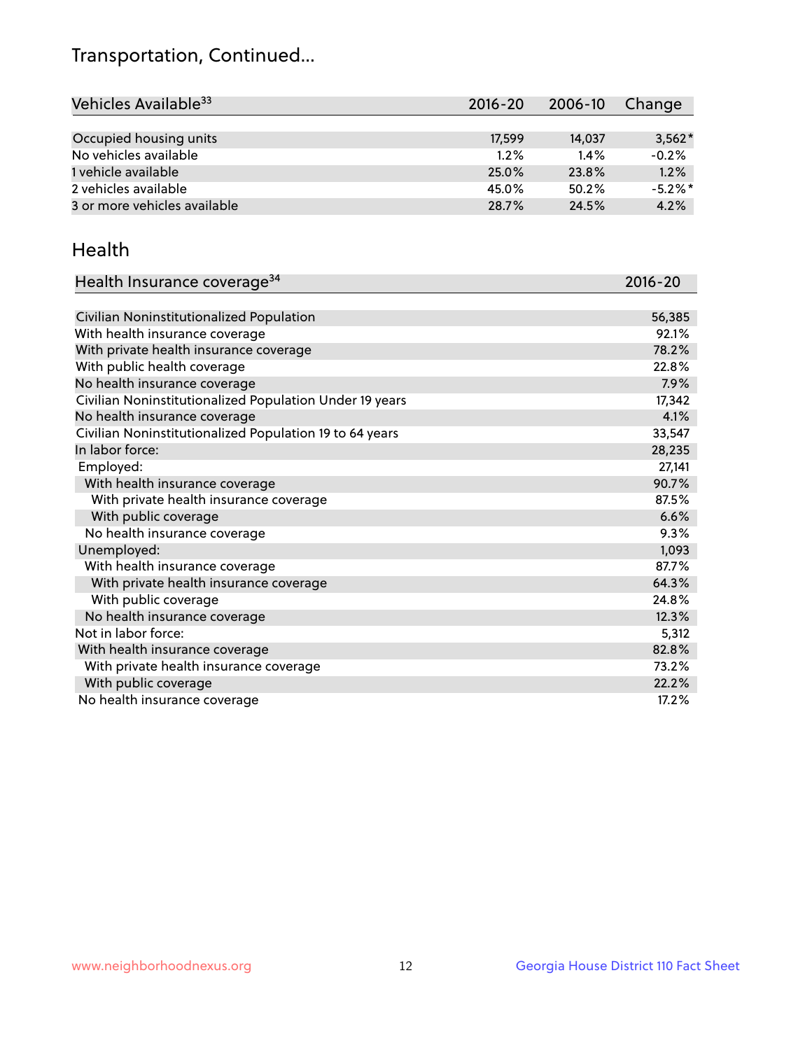## Transportation, Continued...

| Vehicles Available[33] | 2016-20 | 2006-10 | Change |
|---|---|---|---|
| Occupied housing units | 17,599 | 14,037 | 3,562* |
| No vehicles available | 1.2% | 1.4% | -0.2% |
| 1 vehicle available | 25.0% | 23.8% | 1.2% |
| 2 vehicles available | 45.0% | 50.2% | -5.2%* |
| 3 or more vehicles available | 28.7% | 24.5% | 4.2% |

## Health

| Health Insurance coverage[34] | 2016-20 |
|---|---|
| Civilian Noninstitutionalized Population | 56,385 |
| With health insurance coverage | 92.1% |
| With private health insurance coverage | 78.2% |
| With public health coverage | 22.8% |
| No health insurance coverage | 7.9% |
| Civilian Noninstitutionalized Population Under 19 years | 17,342 |
| No health insurance coverage | 4.1% |
| Civilian Noninstitutionalized Population 19 to 64 years | 33,547 |
| In labor force: | 28,235 |
| Employed: | 27,141 |
| With health insurance coverage | 90.7% |
| With private health insurance coverage | 87.5% |
| With public coverage | 6.6% |
| No health insurance coverage | 9.3% |
| Unemployed: | 1,093 |
| With health insurance coverage | 87.7% |
| With private health insurance coverage | 64.3% |
| With public coverage | 24.8% |
| No health insurance coverage | 12.3% |
| Not in labor force: | 5,312 |
| With health insurance coverage | 82.8% |
| With private health insurance coverage | 73.2% |
| With public coverage | 22.2% |
| No health insurance coverage | 17.2% |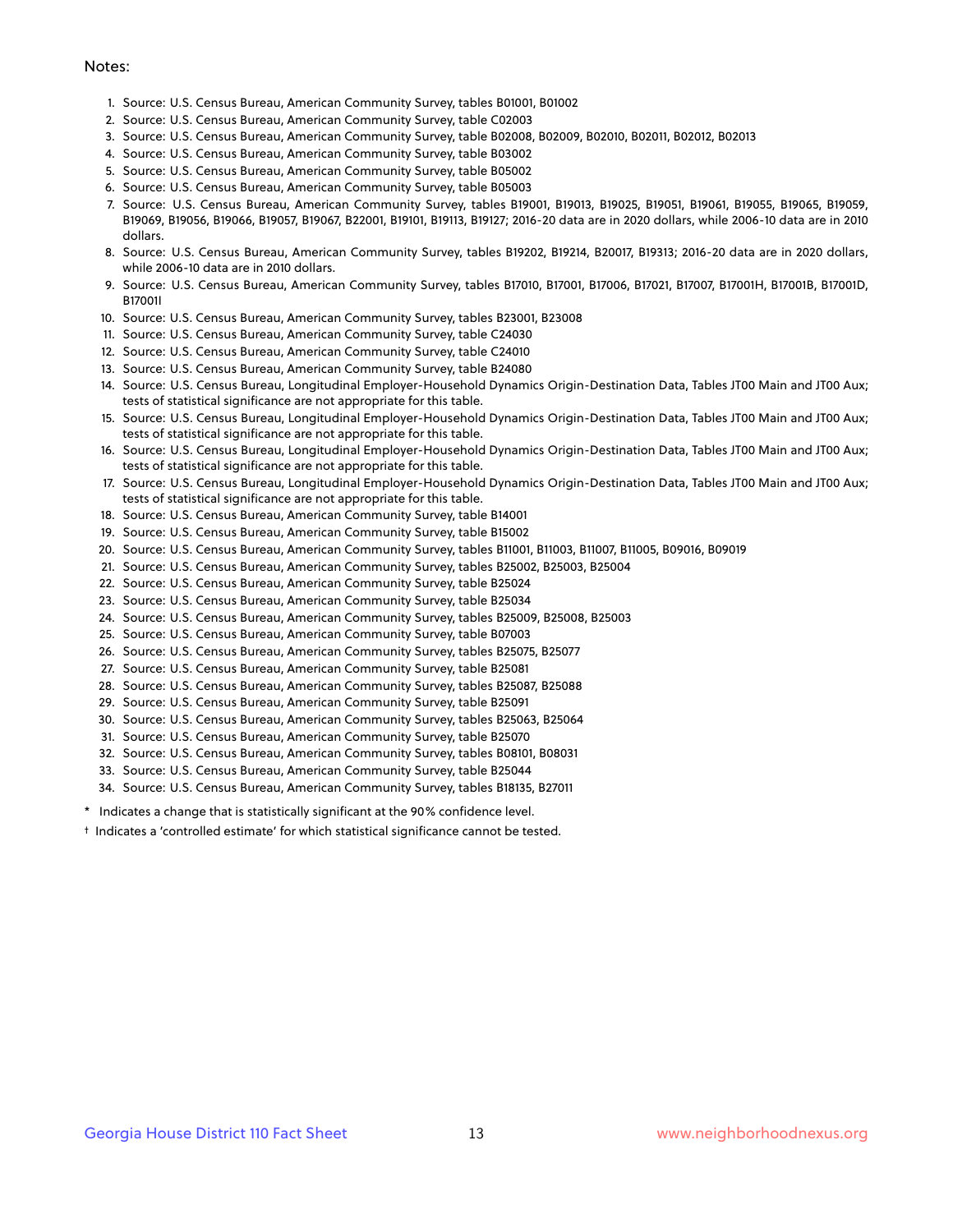Notes:

1. Source: U.S. Census Bureau, American Community Survey, tables B01001, B01002
2. Source: U.S. Census Bureau, American Community Survey, table C02003
3. Source: U.S. Census Bureau, American Community Survey, table B02008, B02009, B02010, B02011, B02012, B02013
4. Source: U.S. Census Bureau, American Community Survey, table B03002
5. Source: U.S. Census Bureau, American Community Survey, table B05002
6. Source: U.S. Census Bureau, American Community Survey, table B05003
7. Source: U.S. Census Bureau, American Community Survey, tables B19001, B19013, B19025, B19051, B19061, B19055, B19065, B19059, B19069, B19056, B19066, B19057, B19067, B22001, B19101, B19113, B19127; 2016-20 data are in 2020 dollars, while 2006-10 data are in 2010 dollars.
8. Source: U.S. Census Bureau, American Community Survey, tables B19202, B19214, B20017, B19313; 2016-20 data are in 2020 dollars, while 2006-10 data are in 2010 dollars.
9. Source: U.S. Census Bureau, American Community Survey, tables B17010, B17001, B17006, B17021, B17007, B17001H, B17001B, B17001D, B17001I
10. Source: U.S. Census Bureau, American Community Survey, tables B23001, B23008
11. Source: U.S. Census Bureau, American Community Survey, table C24030
12. Source: U.S. Census Bureau, American Community Survey, table C24010
13. Source: U.S. Census Bureau, American Community Survey, table B24080
14. Source: U.S. Census Bureau, Longitudinal Employer-Household Dynamics Origin-Destination Data, Tables JT00 Main and JT00 Aux; tests of statistical significance are not appropriate for this table.
15. Source: U.S. Census Bureau, Longitudinal Employer-Household Dynamics Origin-Destination Data, Tables JT00 Main and JT00 Aux; tests of statistical significance are not appropriate for this table.
16. Source: U.S. Census Bureau, Longitudinal Employer-Household Dynamics Origin-Destination Data, Tables JT00 Main and JT00 Aux; tests of statistical significance are not appropriate for this table.
17. Source: U.S. Census Bureau, Longitudinal Employer-Household Dynamics Origin-Destination Data, Tables JT00 Main and JT00 Aux; tests of statistical significance are not appropriate for this table.
18. Source: U.S. Census Bureau, American Community Survey, table B14001
19. Source: U.S. Census Bureau, American Community Survey, table B15002
20. Source: U.S. Census Bureau, American Community Survey, tables B11001, B11003, B11007, B11005, B09016, B09019
21. Source: U.S. Census Bureau, American Community Survey, tables B25002, B25003, B25004
22. Source: U.S. Census Bureau, American Community Survey, table B25024
23. Source: U.S. Census Bureau, American Community Survey, table B25034
24. Source: U.S. Census Bureau, American Community Survey, tables B25009, B25008, B25003
25. Source: U.S. Census Bureau, American Community Survey, table B07003
26. Source: U.S. Census Bureau, American Community Survey, tables B25075, B25077
27. Source: U.S. Census Bureau, American Community Survey, table B25081
28. Source: U.S. Census Bureau, American Community Survey, tables B25087, B25088
29. Source: U.S. Census Bureau, American Community Survey, table B25091
30. Source: U.S. Census Bureau, American Community Survey, tables B25063, B25064
31. Source: U.S. Census Bureau, American Community Survey, table B25070
32. Source: U.S. Census Bureau, American Community Survey, tables B08101, B08031
33. Source: U.S. Census Bureau, American Community Survey, table B25044
34. Source: U.S. Census Bureau, American Community Survey, tables B18135, B27011

\* Indicates a change that is statistically significant at the 90% confidence level.

† Indicates a 'controlled estimate' for which statistical significance cannot be tested.